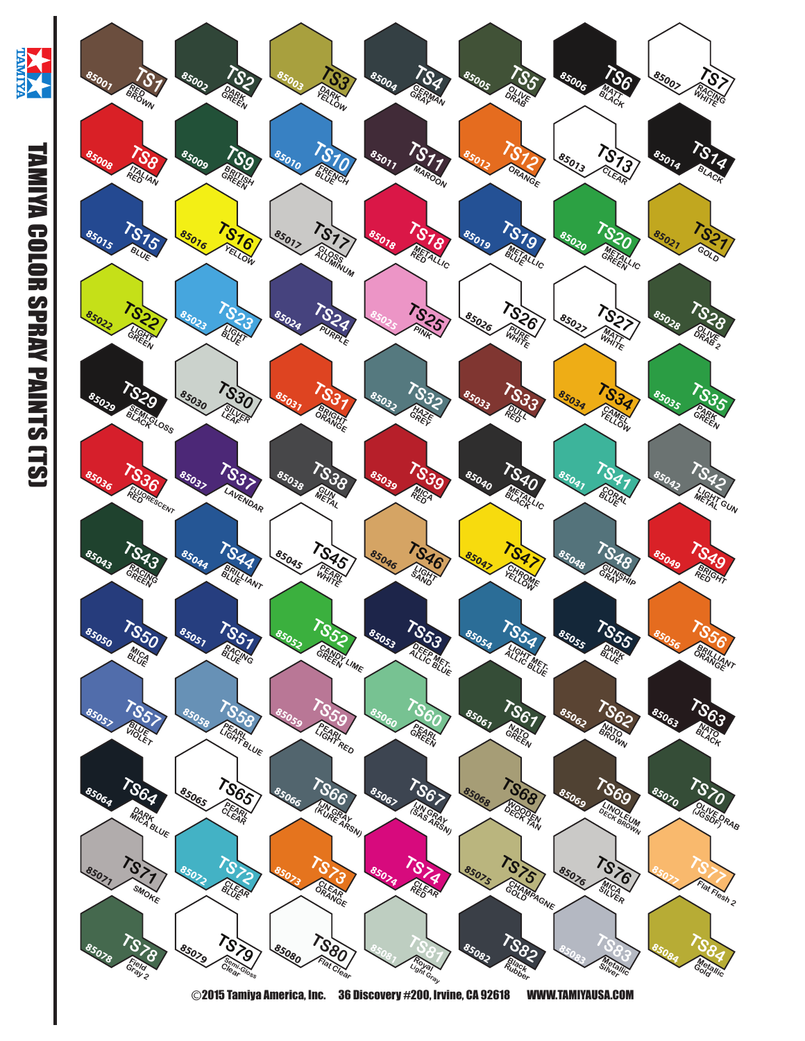# TAMIYA COLOR SPRAY PAINTS (TS)

| Item No. | Code | Name |
|---|---|---|
| 85001 | TS1 | RED BROWN |
| 85002 | TS2 | DARK GREEN |
| 85003 | TS3 | DARK YELLOW |
| 85004 | TS4 | GERMAN GRAY |
| 85005 | TS5 | OLIVE DRAB |
| 85006 | TS6 | MATT BLACK |
| 85007 | TS7 | RACING WHITE |
| 85008 | TS8 | ITALIAN RED |
| 85009 | TS9 | BRITISH GREEN |
| 85010 | TS10 | FRENCH BLUE |
| 85011 | TS11 | MAROON |
| 85012 | TS12 | ORANGE |
| 85013 | TS13 | CLEAR |
| 85014 | TS14 | BLACK |
| 85015 | TS15 | BLUE |
| 85016 | TS16 | YELLOW |
| 85017 | TS17 | GLOSS ALUMINUM |
| 85018 | TS18 | METALLIC RED |
| 85019 | TS19 | METALLIC BLUE |
| 85020 | TS20 | METALLIC GREEN |
| 85021 | TS21 | GOLD |
| 85022 | TS22 | LIGHT GREEN |
| 85023 | TS23 | LIGHT BLUE |
| 85024 | TS24 | PURPLE |
| 85025 | TS25 | PINK |
| 85026 | TS26 | PURE WHITE |
| 85027 | TS27 | MATT WHITE |
| 85028 | TS28 | OLIVE DRAB 2 |
| 85029 | TS29 | SEMI-GLOSS BLACK |
| 85030 | TS30 | SILVER LEAF |
| 85031 | TS31 | BRIGHT ORANGE |
| 85032 | TS32 | HAZE GREY |
| 85033 | TS33 | DULL RED |
| 85034 | TS34 | CAMEL YELLOW |
| 85035 | TS35 | PARK GREEN |
| 85036 | TS36 | FLUORESCENT RED |
| 85037 | TS37 | LAVENDAR |
| 85038 | TS38 | GUN METAL |
| 85039 | TS39 | MICA RED |
| 85040 | TS40 | METALLIC BLACK |
| 85041 | TS41 | CORAL BLUE |
| 85042 | TS42 | LIGHT GUN METAL |
| 85043 | TS43 | RACING GREEN |
| 85044 | TS44 | BRILLIANT BLUE |
| 85045 | TS45 | PEARL WHITE |
| 85046 | TS46 | LIGHT SAND |
| 85047 | TS47 | CHROME YELLOW |
| 85048 | TS48 | GUNSHIP GRAY |
| 85049 | TS49 | BRIGHT RED |
| 85050 | TS50 | MICA BLUE |
| 85051 | TS51 | RACING BLUE |
| 85052 | TS52 | CANDY LIME GREEN |
| 85053 | TS53 | DEEP METALLIC BLUE |
| 85054 | TS54 | LIGHT METALLIC BLUE |
| 85055 | TS55 | DARK BLUE |
| 85056 | TS56 | BRILLIANT ORANGE |
| 85057 | TS57 | BLUE VIOLET |
| 85058 | TS58 | PEARL LIGHT BLUE |
| 85059 | TS59 | PEARL LIGHT RED |
| 85060 | TS60 | PEARL GREEN |
| 85061 | TS61 | NATO GREEN |
| 85062 | TS62 | NATO BROWN |
| 85063 | TS63 | NATO BLACK |
| 85064 | TS64 | DARK MICA BLUE |
| 85065 | TS65 | PEARL CLEAR |
| 85066 | TS66 | IJN GRAY (KURE ARSNL) |
| 85067 | TS67 | IJN GRAY (SAS ARSNL) |
| 85068 | TS68 | WOODEN DECK TAN |
| 85069 | TS69 | LINOLEUM DECK BROWN |
| 85070 | TS70 | OLIVE DRAB (JGSDF) |
| 85071 | TS71 | SMOKE |
| 85072 | TS72 | CLEAR BLUE |
| 85073 | TS73 | CLEAR ORANGE |
| 85074 | TS74 | CLEAR RED |
| 85075 | TS75 | CHAMPAGNE GOLD |
| 85076 | TS76 | MICA SILVER |
| 85077 | TS77 | Flat Flesh 2 |
| 85078 | TS78 | Field Gray 2 |
| 85079 | TS79 | Semi-Gloss Clear |
| 85080 | TS80 | Flat Clear |
| 85081 | TS81 | Royal Light Gray |
| 85082 | TS82 | Black Rubber |
| 85083 | TS83 | Metallic Silver |
| 85084 | TS84 | Metallic Gold |

©2015 Tamiya America, Inc. 36 Discovery #200, Irvine, CA 92618 WWW.TAMIYAUSA.COM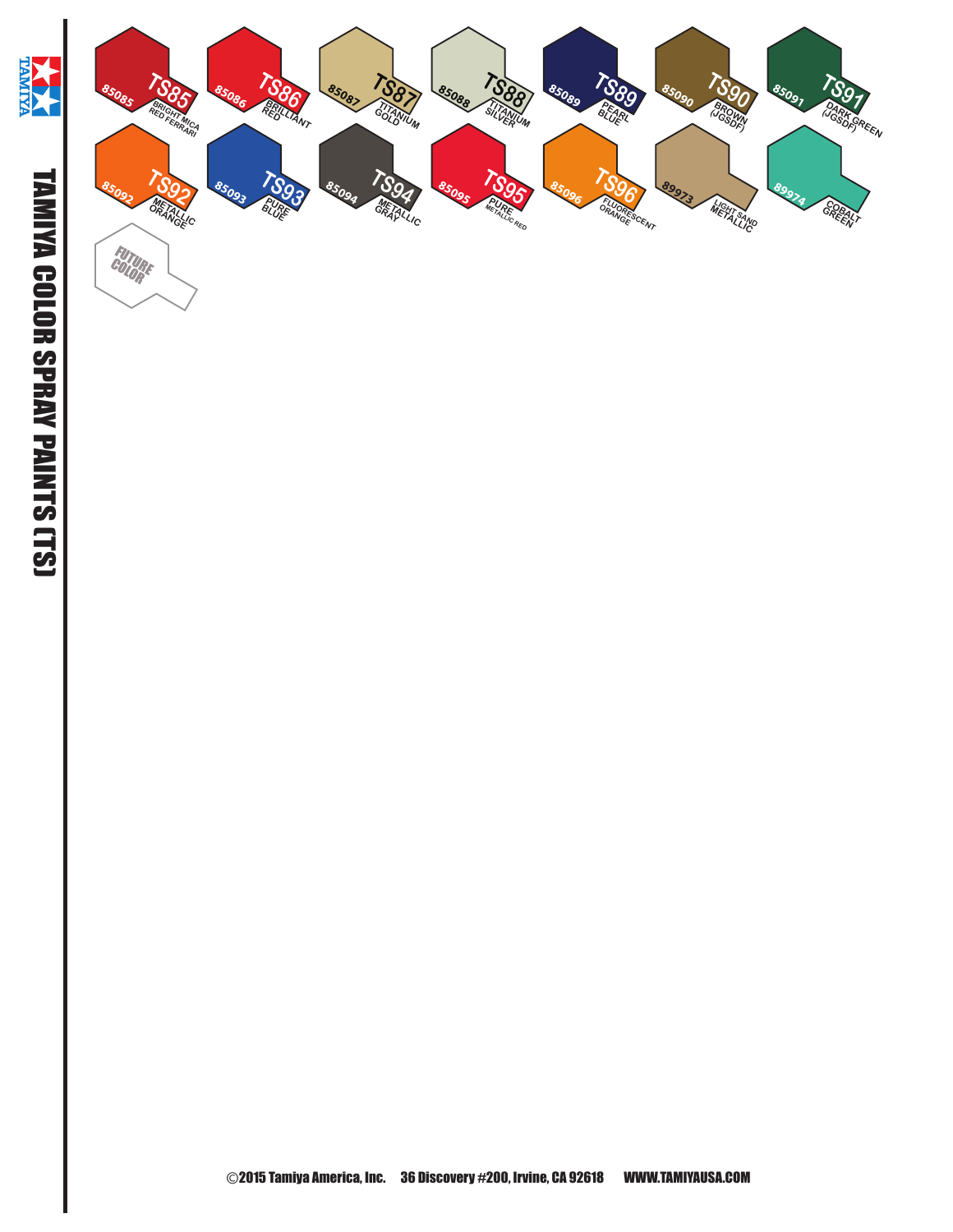# TAMIYA COLOR SPRAY PAINTS (TS)

85085 TS85 BRIGHT MICA RED FERRARI

85086 TS86 BRILLIANT RED

85087 TS87 TITANIUM GOLD

85088 TS88 TITANIUM SILVER

85089 TS89 PEARL BLUE

85090 TS90 BROWN (JGSDF)

85091 TS91 DARK GREEN (JGSDF)

85092 TS92 METALLIC ORANGE

85093 TS93 PURE BLUE

85094 TS94 METALLIC GRAY

85095 TS95 PURE METALLIC RED

85096 TS96 FLUORESCENT ORANGE

89973 LIGHT SAND METALLIC

89974 COBALT GREEN

FUTURE COLOR

©2015 Tamiya America, Inc. 36 Discovery #200, Irvine, CA 92618 WWW.TAMIYAUSA.COM